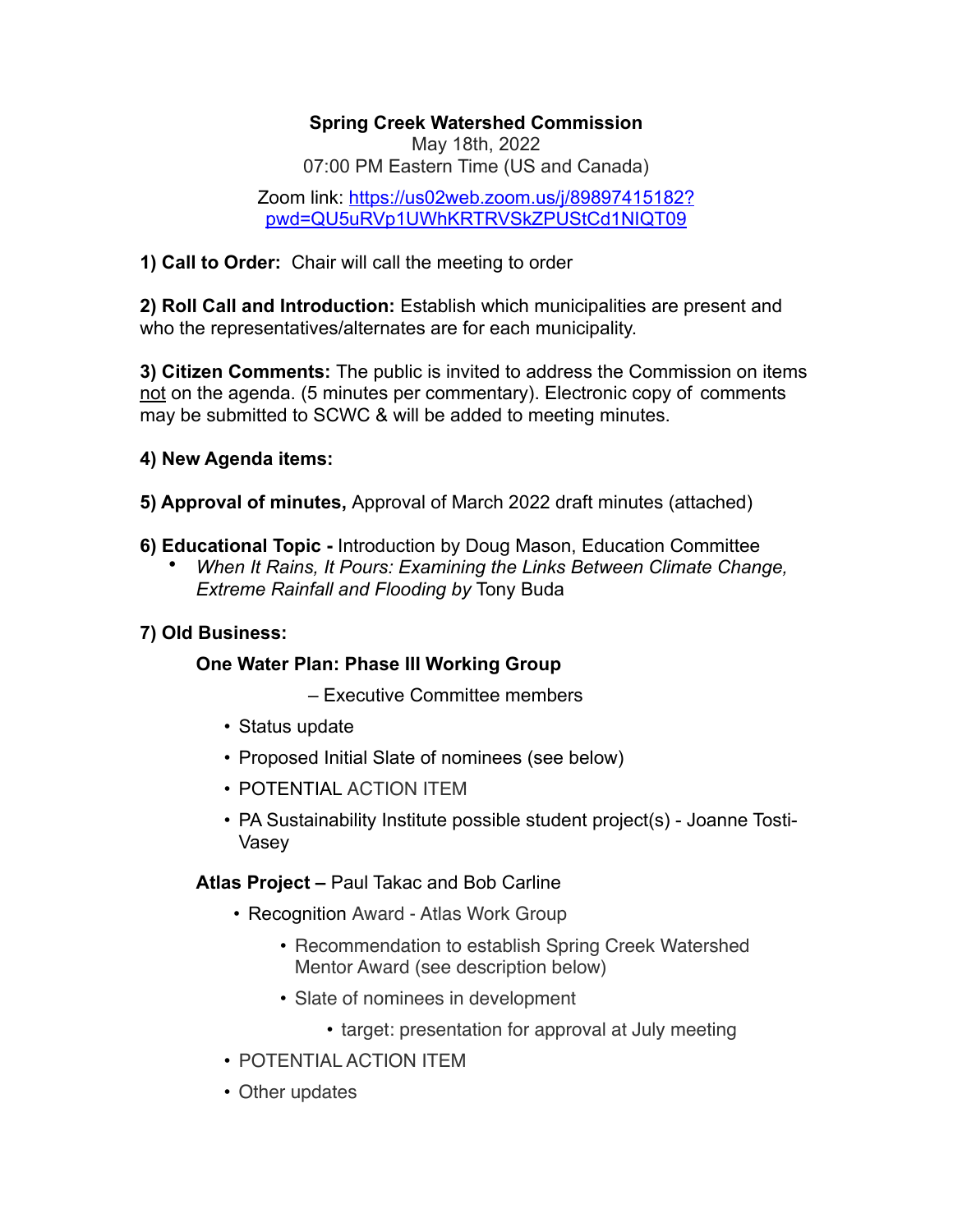**Spring Creek Watershed Commission**

May 18th, 2022

07:00 PM Eastern Time (US and Canada)

Zoom link: [https://us02web.zoom.us/j/89897415182?pwd=QU5uRVp1UWhKRTRVSkZPUStCd1NIQT09](https://us02web.zoom.us/j/89897415182?pwd=QU5uRVp1UWhKRTRVSkZPUStCd1NIQT09)

**1) Call to Order:** Chair will call the meeting to order

**2) Roll Call and Introduction:** Establish which municipalities are present and who the representatives/alternates are for each municipality.

**3) Citizen Comments:** The public is invited to address the Commission on items not on the agenda. (5 minutes per commentary). Electronic copy of comments may be submitted to SCWC & will be added to meeting minutes.

**4) New Agenda items:**

**5) Approval of minutes,** Approval of March 2022 draft minutes (attached)

**6) Educational Topic -** Introduction by Doug Mason, Education Committee

- *When It Rains, It Pours: Examining the Links Between Climate Change, Extreme Rainfall and Flooding by* Tony Buda

**7) Old Business:**

**One Water Plan: Phase III Working Group**

– Executive Committee members

- Status update
- Proposed Initial Slate of nominees (see below)
- POTENTIAL ACTION ITEM
- PA Sustainability Institute possible student project(s) - Joanne Tosti-Vasey

**Atlas Project –** Paul Takac and Bob Carline

- Recognition Award - Atlas Work Group
    - Recommendation to establish Spring Creek Watershed Mentor Award (see description below)
    - Slate of nominees in development
        - target: presentation for approval at July meeting
- POTENTIAL ACTION ITEM
- Other updates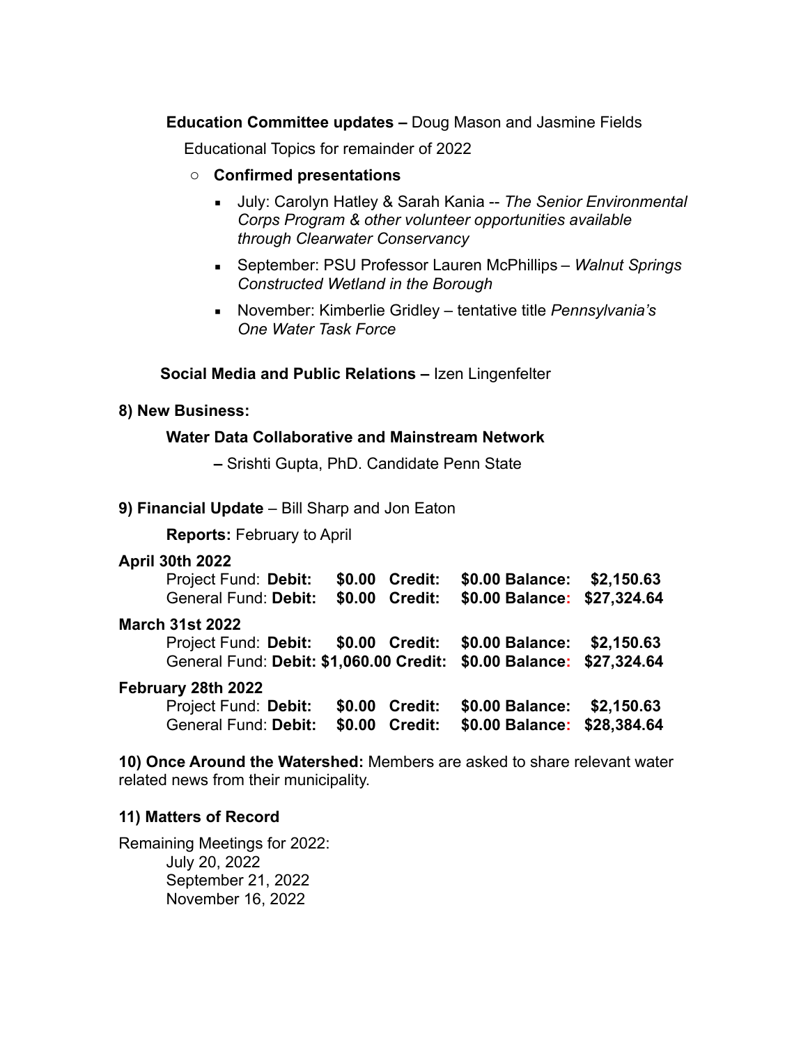**Education Committee updates –** Doug Mason and Jasmine Fields

Educational Topics for remainder of 2022

- **Confirmed presentations**
  - July: Carolyn Hatley & Sarah Kania -- *The Senior Environmental Corps Program & other volunteer opportunities available through Clearwater Conservancy*
  - September: PSU Professor Lauren McPhillips – *Walnut Springs Constructed Wetland in the Borough*
  - November: Kimberlie Gridley – tentative title *Pennsylvania's One Water Task Force*

**Social Media and Public Relations –** Izen Lingenfelter

**8) New Business:**

**Water Data Collaborative and Mainstream Network**

**–** Srishti Gupta, PhD. Candidate Penn State

**9) Financial Update** – Bill Sharp and Jon Eaton

**Reports:** February to April

**April 30th 2022**

| | Debit | Credit | Balance |
|---|---|---|---|
| Project Fund: | $0.00 | $0.00 | $2,150.63 |
| General Fund: | $0.00 | $0.00 | $27,324.64 |

**March 31st 2022**

| | Debit | Credit | Balance |
|---|---|---|---|
| Project Fund: | $0.00 | $0.00 | $2,150.63 |
| General Fund: | $1,060.00 | $0.00 | $27,324.64 |

**February 28th 2022**

| | Debit | Credit | Balance |
|---|---|---|---|
| Project Fund: | $0.00 | $0.00 | $2,150.63 |
| General Fund: | $0.00 | $0.00 | $28,384.64 |

**10) Once Around the Watershed:** Members are asked to share relevant water related news from their municipality.

**11) Matters of Record**

Remaining Meetings for 2022:

July 20, 2022
September 21, 2022
November 16, 2022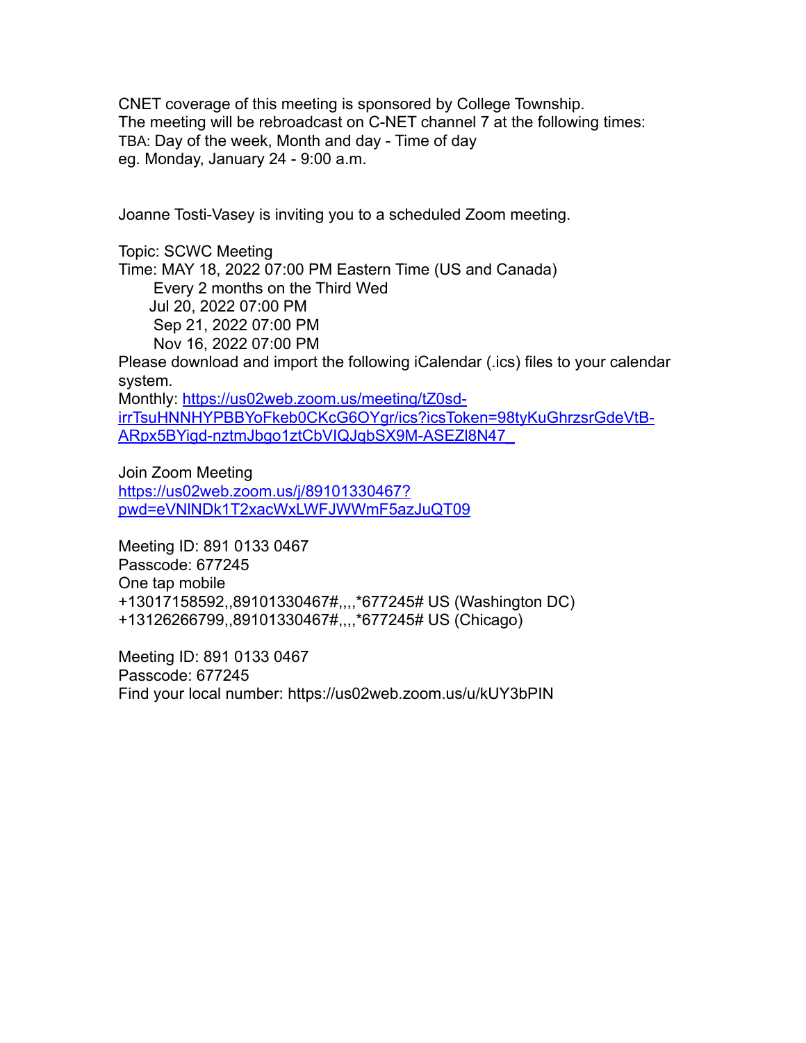CNET coverage of this meeting is sponsored by College Township.
The meeting will be rebroadcast on C-NET channel 7 at the following times:
TBA: Day of the week, Month and day - Time of day
eg. Monday, January 24 - 9:00 a.m.

Joanne Tosti-Vasey is inviting you to a scheduled Zoom meeting.

Topic: SCWC Meeting
Time: MAY 18, 2022 07:00 PM Eastern Time (US and Canada)
Every 2 months on the Third Wed
Jul 20, 2022 07:00 PM
Sep 21, 2022 07:00 PM
Nov 16, 2022 07:00 PM
Please download and import the following iCalendar (.ics) files to your calendar system.
Monthly: https://us02web.zoom.us/meeting/tZ0sd-irrTsuHNNHYPBBYoFkeb0CKcG6OYgr/ics?icsToken=98tyKuGhrzsrGdeVtB-ARpx5BYigd-nztmJbgo1ztCbVIQJqbSX9M-ASEZl8N47_

Join Zoom Meeting
https://us02web.zoom.us/j/89101330467?pwd=eVNlNDk1T2xacWxLWFJWWmF5azJuQT09

Meeting ID: 891 0133 0467
Passcode: 677245
One tap mobile
+13017158592,,89101330467#,,,,*677245# US (Washington DC)
+13126266799,,89101330467#,,,,*677245# US (Chicago)

Meeting ID: 891 0133 0467
Passcode: 677245
Find your local number: https://us02web.zoom.us/u/kUY3bPIN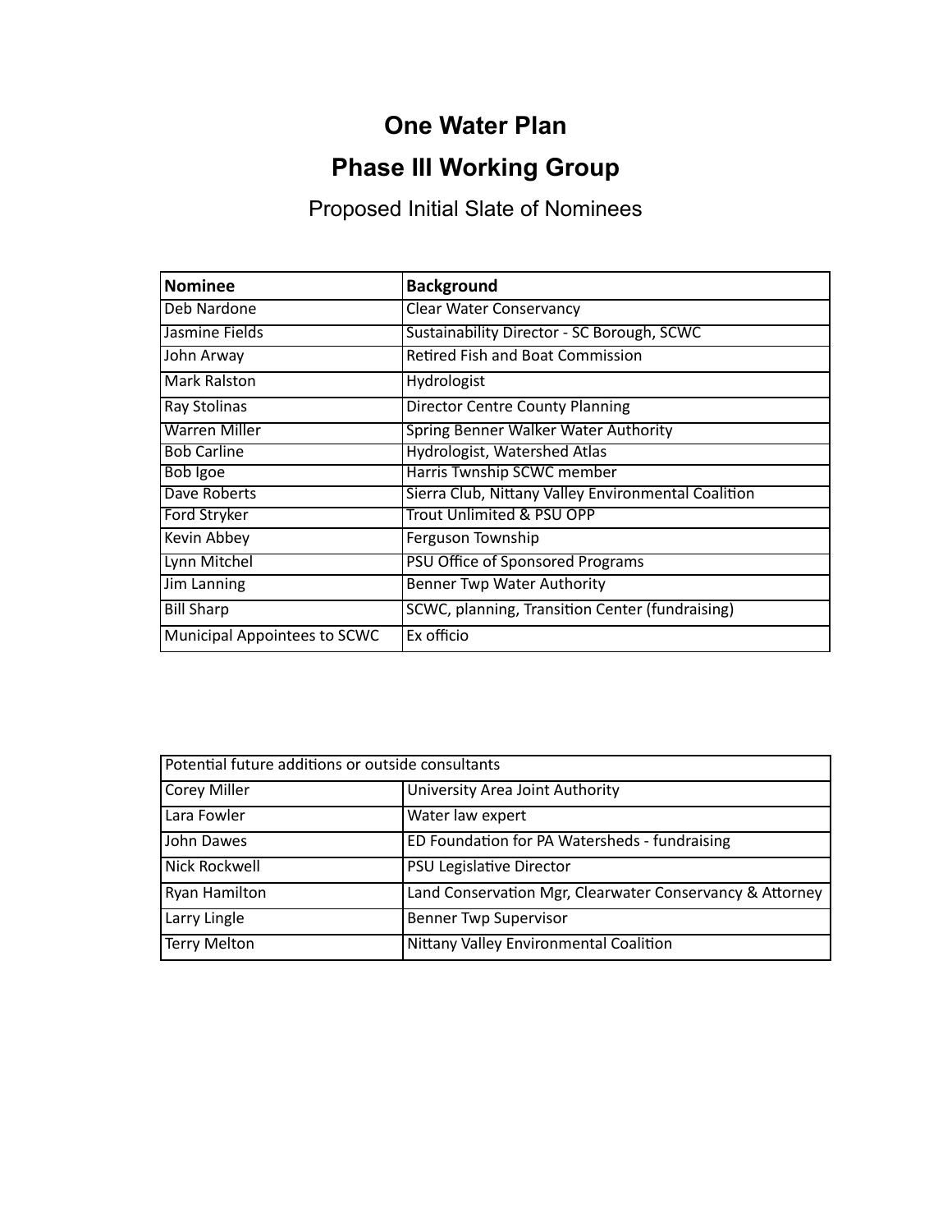# One Water Plan

## Phase III Working Group

Proposed Initial Slate of Nominees

| Nominee | Background |
| --- | --- |
| Deb Nardone | Clear Water Conservancy |
| Jasmine Fields | Sustainability Director - SC Borough, SCWC |
| John Arway | Retired Fish and Boat Commission |
| Mark Ralston | Hydrologist |
| Ray Stolinas | Director Centre County Planning |
| Warren Miller | Spring Benner Walker Water Authority |
| Bob Carline | Hydrologist, Watershed Atlas |
| Bob Igoe | Harris Twnship SCWC member |
| Dave Roberts | Sierra Club, Nittany Valley Environmental Coalition |
| Ford Stryker | Trout Unlimited & PSU OPP |
| Kevin Abbey | Ferguson Township |
| Lynn Mitchel | PSU Office of Sponsored Programs |
| Jim Lanning | Benner Twp Water Authority |
| Bill Sharp | SCWC, planning, Transition Center (fundraising) |
| Municipal Appointees to SCWC | Ex officio |

| Potential future additions or outside consultants | |
| --- | --- |
| Corey Miller | University Area Joint Authority |
| Lara Fowler | Water law expert |
| John Dawes | ED Foundation for PA Watersheds - fundraising |
| Nick Rockwell | PSU Legislative Director |
| Ryan Hamilton | Land Conservation Mgr, Clearwater Conservancy & Attorney |
| Larry Lingle | Benner Twp Supervisor |
| Terry Melton | Nittany Valley Environmental Coalition |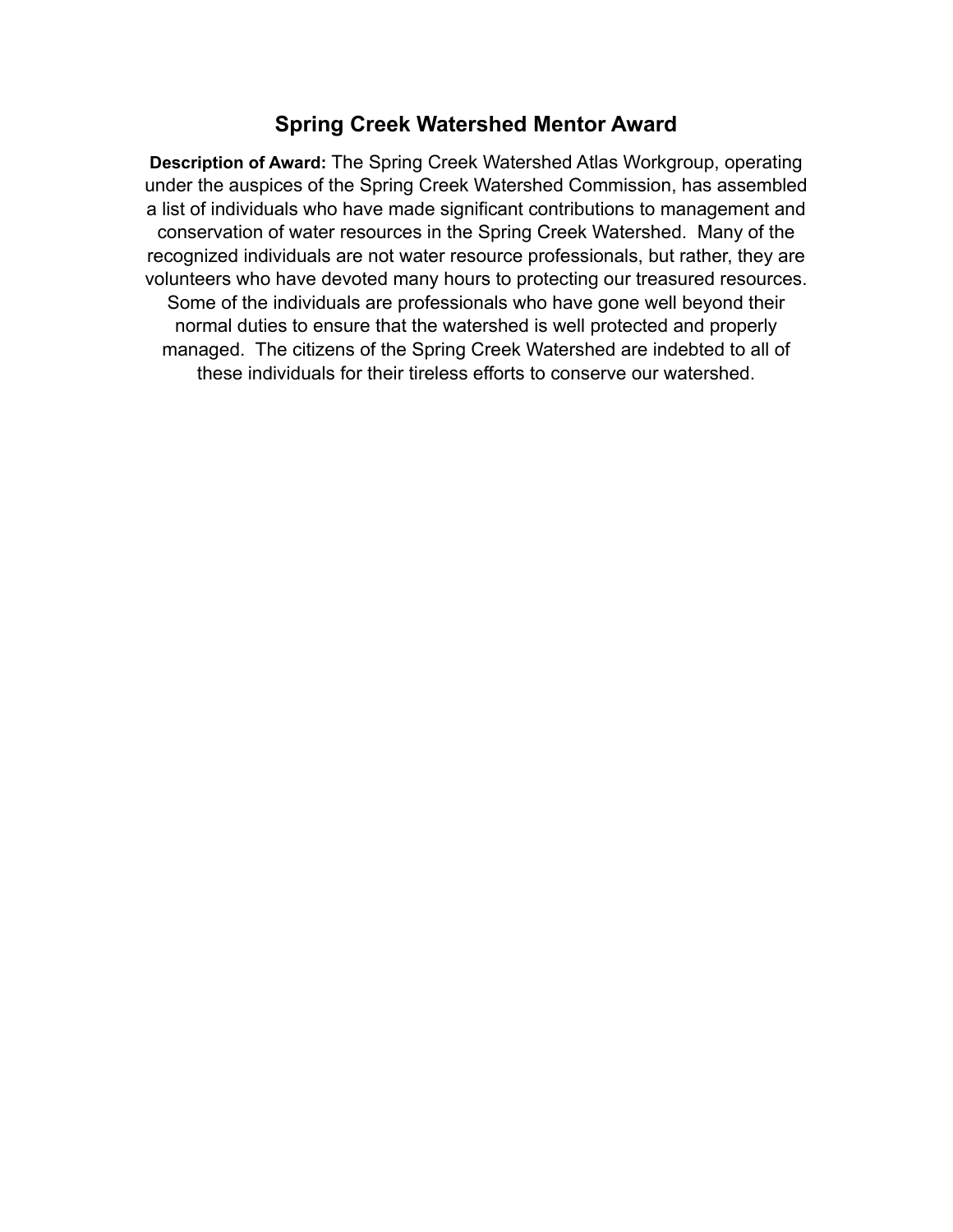## Spring Creek Watershed Mentor Award

**Description of Award:** The Spring Creek Watershed Atlas Workgroup, operating under the auspices of the Spring Creek Watershed Commission, has assembled a list of individuals who have made significant contributions to management and conservation of water resources in the Spring Creek Watershed. Many of the recognized individuals are not water resource professionals, but rather, they are volunteers who have devoted many hours to protecting our treasured resources. Some of the individuals are professionals who have gone well beyond their normal duties to ensure that the watershed is well protected and properly managed. The citizens of the Spring Creek Watershed are indebted to all of these individuals for their tireless efforts to conserve our watershed.